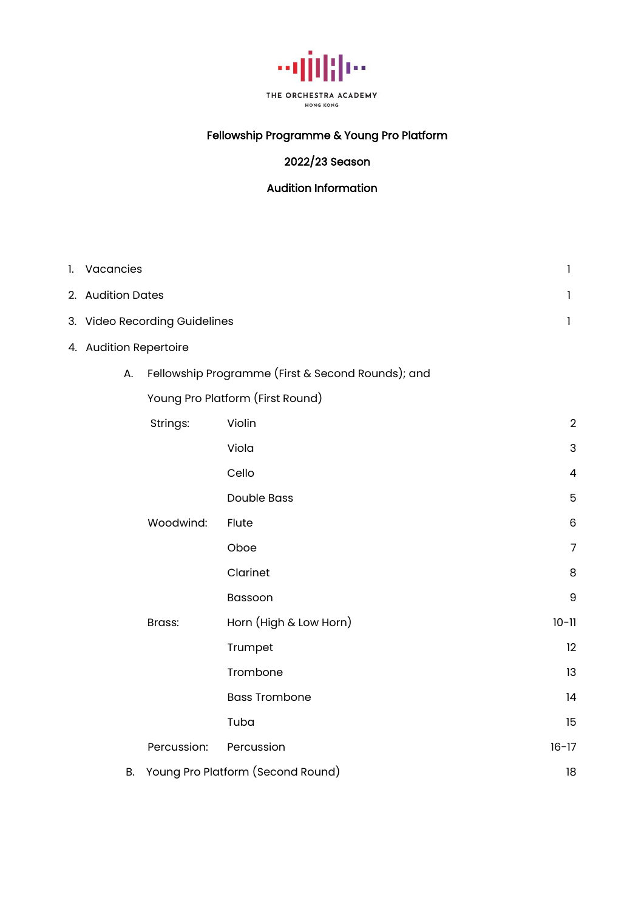THE ORCHESTRA ACADEMY

HONG KONG

# Fellowship Programme & Young Pro Platform

## 2022/23 Season

## Audition Information

| | | |
|---|---|---|
| 1. Vacancies | | 1 |
| 2. Audition Dates | | 1 |
| 3. Video Recording Guidelines | | 1 |
| 4. Audition Repertoire | | |
| A. Fellowship Programme (First & Second Rounds); and Young Pro Platform (First Round) | | |
| Strings: | Violin | 2 |
| | Viola | 3 |
| | Cello | 4 |
| | Double Bass | 5 |
| Woodwind: | Flute | 6 |
| | Oboe | 7 |
| | Clarinet | 8 |
| | Bassoon | 9 |
| Brass: | Horn (High & Low Horn) | 10-11 |
| | Trumpet | 12 |
| | Trombone | 13 |
| | Bass Trombone | 14 |
| | Tuba | 15 |
| Percussion: | Percussion | 16-17 |
| B. Young Pro Platform (Second Round) | | 18 |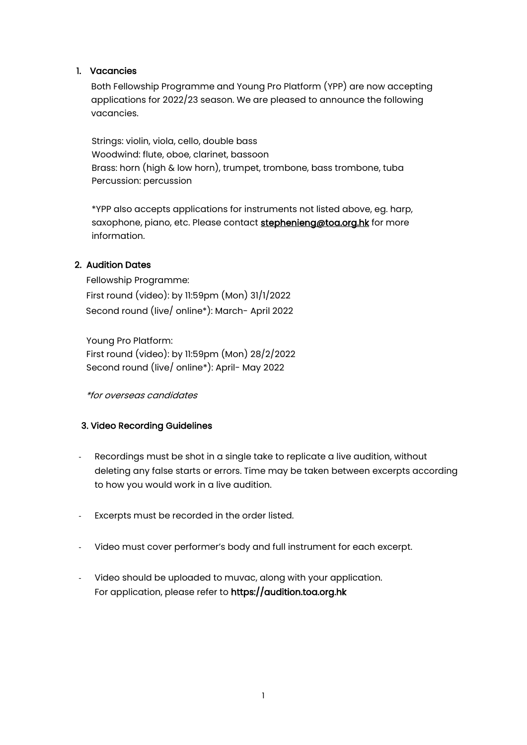## 1. Vacancies

Both Fellowship Programme and Young Pro Platform (YPP) are now accepting applications for 2022/23 season. We are pleased to announce the following vacancies.

Strings: violin, viola, cello, double bass
Woodwind: flute, oboe, clarinet, bassoon
Brass: horn (high & low horn), trumpet, trombone, bass trombone, tuba
Percussion: percussion

*YPP also accepts applications for instruments not listed above, eg. harp, saxophone, piano, etc. Please contact **stephenieng@toa.org.hk** for more information.

## 2. Audition Dates

Fellowship Programme:
First round (video): by 11:59pm (Mon) 31/1/2022
Second round (live/ online*): March- April 2022

Young Pro Platform:
First round (video): by 11:59pm (Mon) 28/2/2022
Second round (live/ online*): April- May 2022

*\*for overseas candidates*

## 3. Video Recording Guidelines

- Recordings must be shot in a single take to replicate a live audition, without deleting any false starts or errors. Time may be taken between excerpts according to how you would work in a live audition.
- Excerpts must be recorded in the order listed.
- Video must cover performer's body and full instrument for each excerpt.
- Video should be uploaded to muvac, along with your application. For application, please refer to **https://audition.toa.org.hk**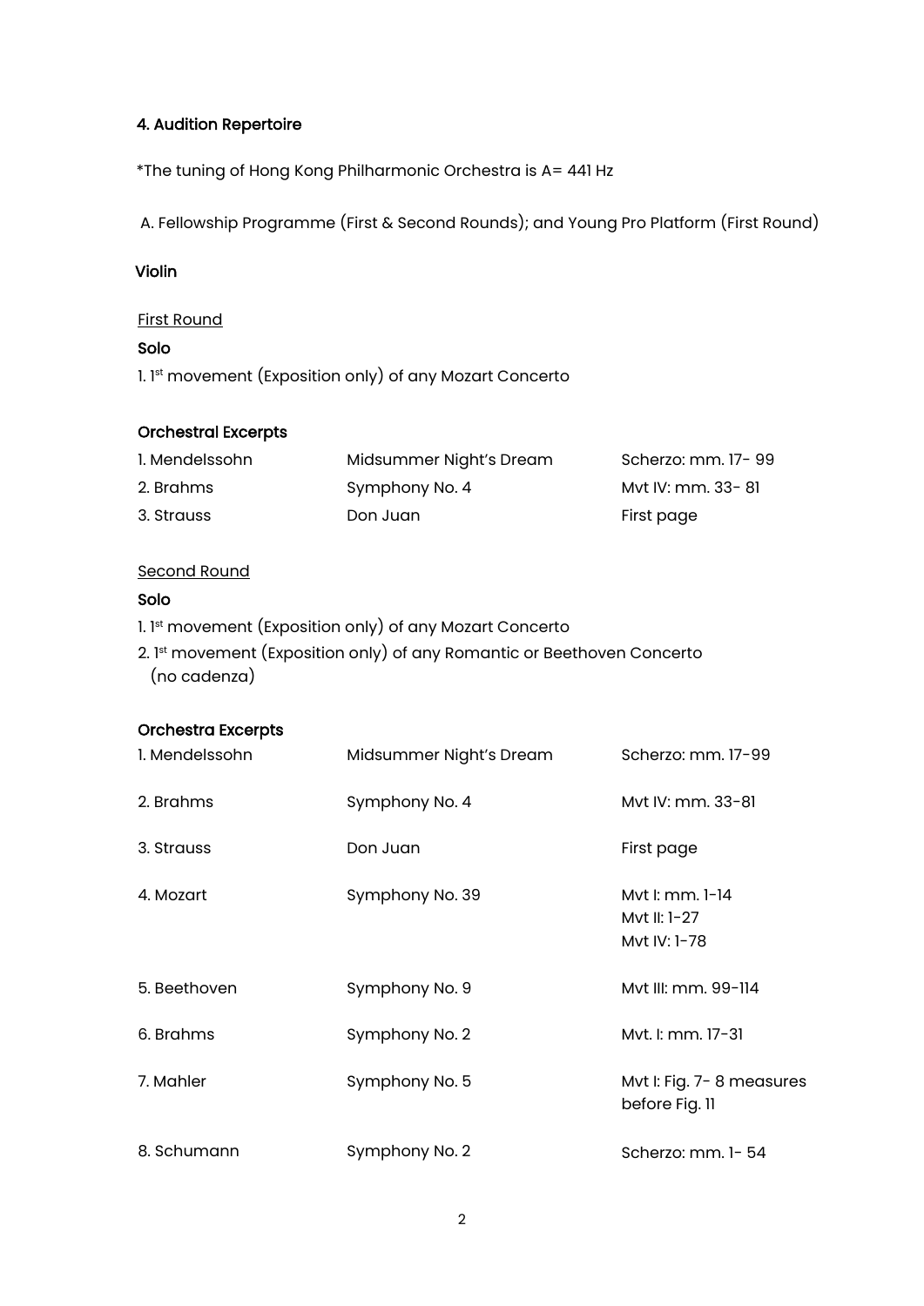## 4. Audition Repertoire

*The tuning of Hong Kong Philharmonic Orchestra is A= 441 Hz

A. Fellowship Programme (First & Second Rounds); and Young Pro Platform (First Round)

### Violin

<u>First Round</u>

**Solo**

1. 1st movement (Exposition only) of any Mozart Concerto

**Orchestral Excerpts**

| | | |
|---|---|---|
| 1. Mendelssohn | Midsummer Night's Dream | Scherzo: mm. 17- 99 |
| 2. Brahms | Symphony No. 4 | Mvt IV: mm. 33- 81 |
| 3. Strauss | Don Juan | First page |

<u>Second Round</u>

**Solo**

1. 1st movement (Exposition only) of any Mozart Concerto
2. 1st movement (Exposition only) of any Romantic or Beethoven Concerto (no cadenza)

**Orchestra Excerpts**

| | | |
|---|---|---|
| 1. Mendelssohn | Midsummer Night's Dream | Scherzo: mm. 17-99 |
| 2. Brahms | Symphony No. 4 | Mvt IV: mm. 33-81 |
| 3. Strauss | Don Juan | First page |
| 4. Mozart | Symphony No. 39 | Mvt I: mm. 1-14<br>Mvt II: 1-27<br>Mvt IV: 1-78 |
| 5. Beethoven | Symphony No. 9 | Mvt III: mm. 99-114 |
| 6. Brahms | Symphony No. 2 | Mvt. I: mm. 17-31 |
| 7. Mahler | Symphony No. 5 | Mvt I: Fig. 7- 8 measures before Fig. 11 |
| 8. Schumann | Symphony No. 2 | Scherzo: mm. 1- 54 |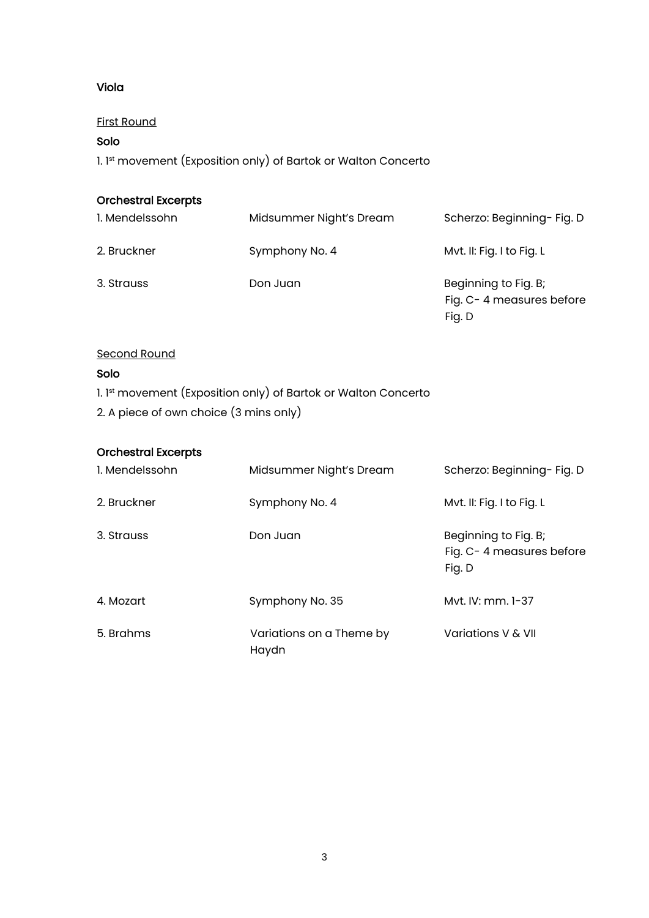## Viola

### First Round

**Solo**

1. 1st movement (Exposition only) of Bartok or Walton Concerto

**Orchestral Excerpts**

| | | |
|---|---|---|
| 1. Mendelssohn | Midsummer Night's Dream | Scherzo: Beginning- Fig. D |
| 2. Bruckner | Symphony No. 4 | Mvt. II: Fig. I to Fig. L |
| 3. Strauss | Don Juan | Beginning to Fig. B; Fig. C- 4 measures before Fig. D |

### Second Round

**Solo**

1. 1st movement (Exposition only) of Bartok or Walton Concerto
2. A piece of own choice (3 mins only)

**Orchestral Excerpts**

| | | |
|---|---|---|
| 1. Mendelssohn | Midsummer Night's Dream | Scherzo: Beginning- Fig. D |
| 2. Bruckner | Symphony No. 4 | Mvt. II: Fig. I to Fig. L |
| 3. Strauss | Don Juan | Beginning to Fig. B; Fig. C- 4 measures before Fig. D |
| 4. Mozart | Symphony No. 35 | Mvt. IV: mm. 1-37 |
| 5. Brahms | Variations on a Theme by Haydn | Variations V & VII |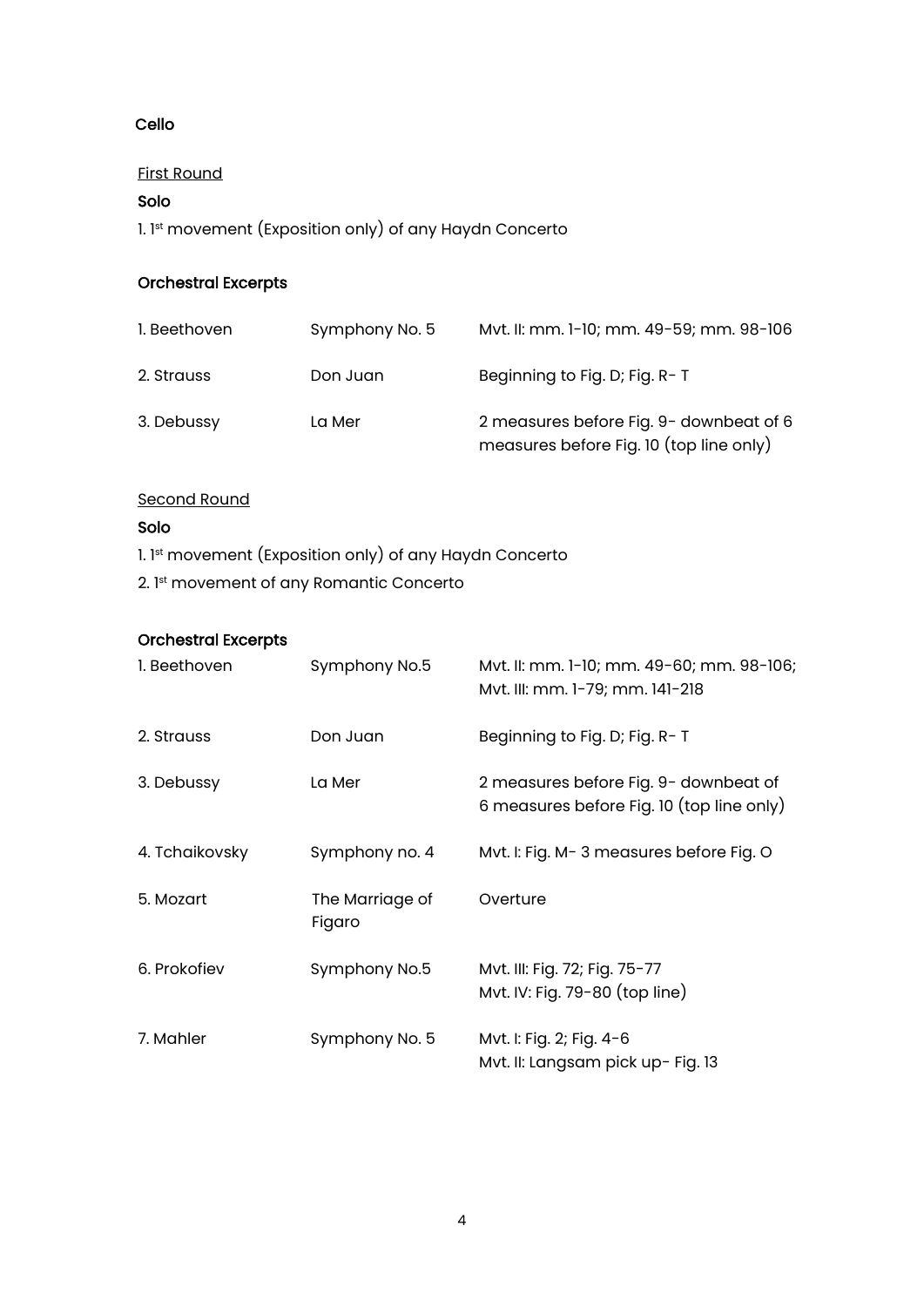# Cello

## First Round

### Solo

1. 1st movement (Exposition only) of any Haydn Concerto

### Orchestral Excerpts

| | | |
|---|---|---|
| 1. Beethoven | Symphony No. 5 | Mvt. II: mm. 1-10; mm. 49-59; mm. 98-106 |
| 2. Strauss | Don Juan | Beginning to Fig. D; Fig. R- T |
| 3. Debussy | La Mer | 2 measures before Fig. 9- downbeat of 6 measures before Fig. 10 (top line only) |

## Second Round

### Solo

1. 1st movement (Exposition only) of any Haydn Concerto
2. 1st movement of any Romantic Concerto

### Orchestral Excerpts

| | | |
|---|---|---|
| 1. Beethoven | Symphony No.5 | Mvt. II: mm. 1-10; mm. 49-60; mm. 98-106; Mvt. III: mm. 1-79; mm. 141-218 |
| 2. Strauss | Don Juan | Beginning to Fig. D; Fig. R- T |
| 3. Debussy | La Mer | 2 measures before Fig. 9- downbeat of 6 measures before Fig. 10 (top line only) |
| 4. Tchaikovsky | Symphony no. 4 | Mvt. I: Fig. M- 3 measures before Fig. O |
| 5. Mozart | The Marriage of Figaro | Overture |
| 6. Prokofiev | Symphony No.5 | Mvt. III: Fig. 72; Fig. 75-77 Mvt. IV: Fig. 79-80 (top line) |
| 7. Mahler | Symphony No. 5 | Mvt. I: Fig. 2; Fig. 4-6 Mvt. II: Langsam pick up- Fig. 13 |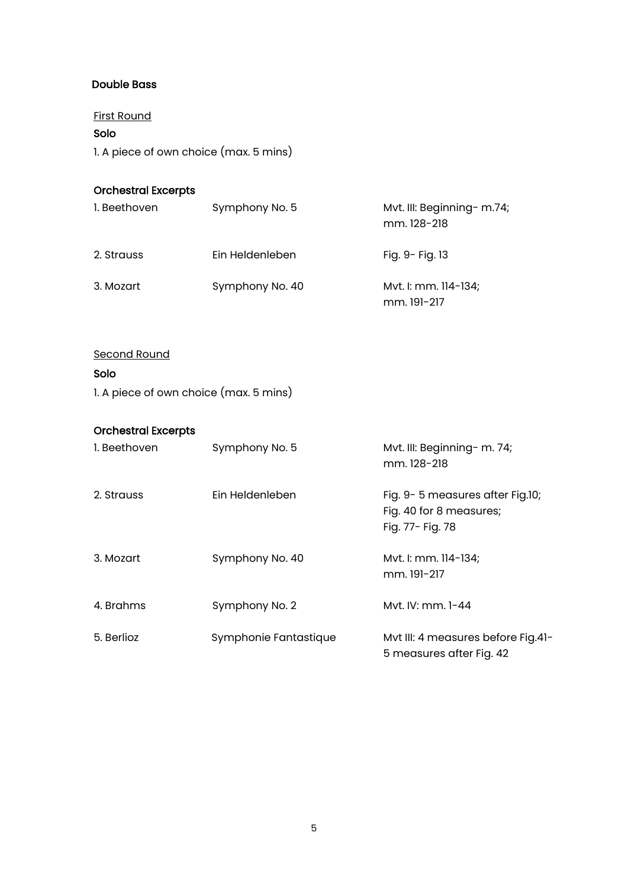## Double Bass

### First Round

**Solo**

1. A piece of own choice (max. 5 mins)

**Orchestral Excerpts**

| | | |
|---|---|---|
| 1. Beethoven | Symphony No. 5 | Mvt. III: Beginning- m.74; mm. 128-218 |
| 2. Strauss | Ein Heldenleben | Fig. 9- Fig. 13 |
| 3. Mozart | Symphony No. 40 | Mvt. I: mm. 114-134; mm. 191-217 |

### Second Round

**Solo**

1. A piece of own choice (max. 5 mins)

**Orchestral Excerpts**

| | | |
|---|---|---|
| 1. Beethoven | Symphony No. 5 | Mvt. III: Beginning- m. 74; mm. 128-218 |
| 2. Strauss | Ein Heldenleben | Fig. 9- 5 measures after Fig.10; Fig. 40 for 8 measures; Fig. 77- Fig. 78 |
| 3. Mozart | Symphony No. 40 | Mvt. I: mm. 114-134; mm. 191-217 |
| 4. Brahms | Symphony No. 2 | Mvt. IV: mm. 1-44 |
| 5. Berlioz | Symphonie Fantastique | Mvt III: 4 measures before Fig.41- 5 measures after Fig. 42 |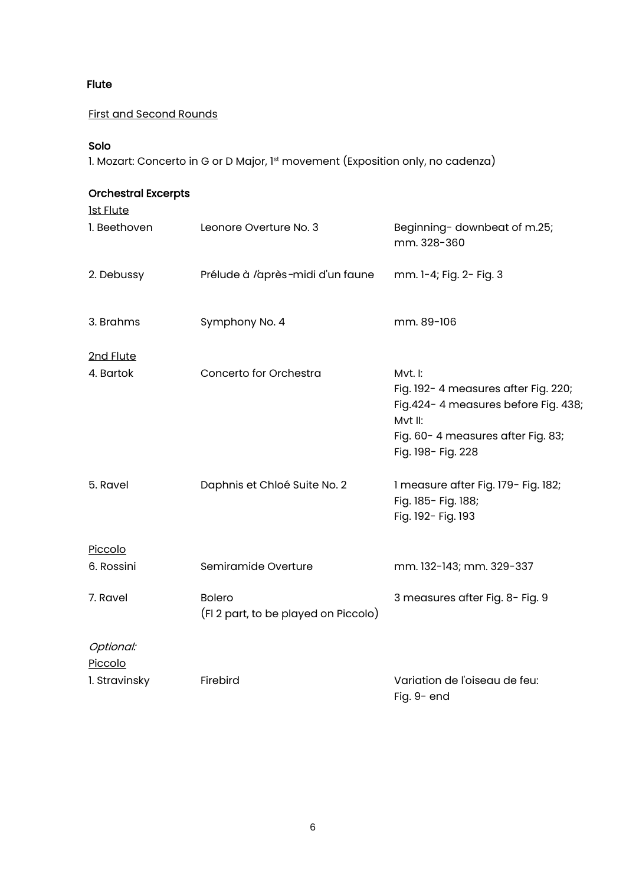## Flute

<u>First and Second Rounds</u>

### Solo

1. Mozart: Concerto in G or D Major, 1st movement (Exposition only, no cadenza)

### Orchestral Excerpts

<u>1st Flute</u>

| | | |
|---|---|---|
| 1. Beethoven | Leonore Overture No. 3 | Beginning- downbeat of m.25; mm. 328-360 |
| 2. Debussy | Prélude à l'après-midi d'un faune | mm. 1-4; Fig. 2- Fig. 3 |
| 3. Brahms | Symphony No. 4 | mm. 89-106 |

<u>2nd Flute</u>

| | | |
|---|---|---|
| 4. Bartok | Concerto for Orchestra | Mvt. I: Fig. 192- 4 measures after Fig. 220; Fig.424- 4 measures before Fig. 438; Mvt II: Fig. 60- 4 measures after Fig. 83; Fig. 198- Fig. 228 |
| 5. Ravel | Daphnis et Chloé Suite No. 2 | 1 measure after Fig. 179- Fig. 182; Fig. 185- Fig. 188; Fig. 192- Fig. 193 |

<u>Piccolo</u>

| | | |
|---|---|---|
| 6. Rossini | Semiramide Overture | mm. 132-143; mm. 329-337 |
| 7. Ravel | Bolero (Fl 2 part, to be played on Piccolo) | 3 measures after Fig. 8- Fig. 9 |

*Optional:*

<u>Piccolo</u>

| | | |
|---|---|---|
| 1. Stravinsky | Firebird | Variation de l'oiseau de feu: Fig. 9- end |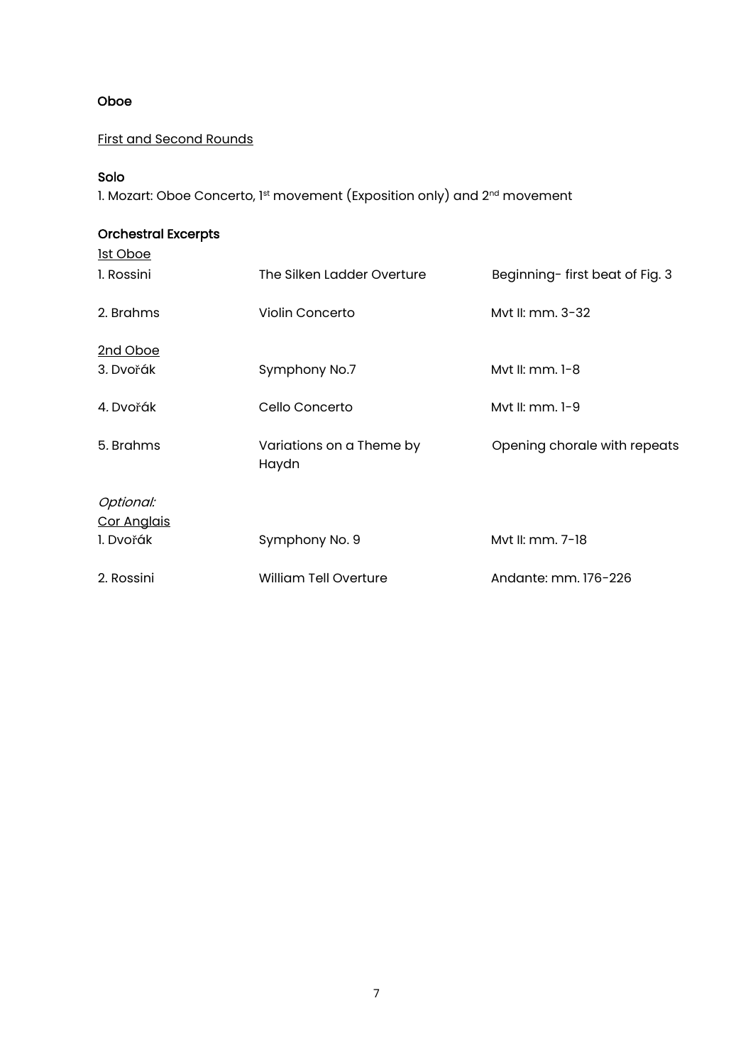## Oboe

### First and Second Rounds

### Solo

1. Mozart: Oboe Concerto, 1st movement (Exposition only) and 2nd movement

### Orchestral Excerpts

| | | |
|---|---|---|
| 1st Oboe | | |
| 1. Rossini | The Silken Ladder Overture | Beginning- first beat of Fig. 3 |
| 2. Brahms | Violin Concerto | Mvt II: mm. 3-32 |
| 2nd Oboe | | |
| 3. Dvořák | Symphony No.7 | Mvt II: mm. 1-8 |
| 4. Dvořák | Cello Concerto | Mvt II: mm. 1-9 |
| 5. Brahms | Variations on a Theme by Haydn | Opening chorale with repeats |
| *Optional:* | | |
| Cor Anglais | | |
| 1. Dvořák | Symphony No. 9 | Mvt II: mm. 7-18 |
| 2. Rossini | William Tell Overture | Andante: mm. 176-226 |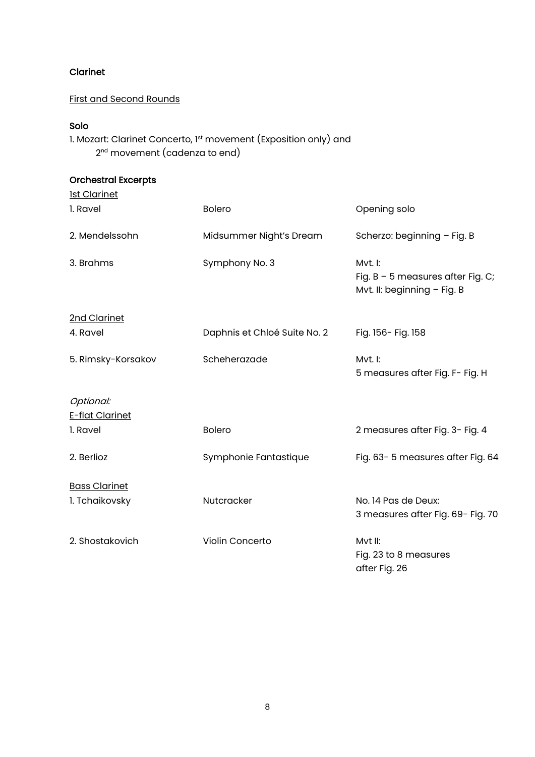## Clarinet

<u>First and Second Rounds</u>

### Solo

1. Mozart: Clarinet Concerto, 1st movement (Exposition only) and 2nd movement (cadenza to end)

### Orchestral Excerpts

<u>1st Clarinet</u>

| | | |
|---|---|---|
| 1. Ravel | Bolero | Opening solo |
| 2. Mendelssohn | Midsummer Night's Dream | Scherzo: beginning – Fig. B |
| 3. Brahms | Symphony No. 3 | Mvt. I: Fig. B – 5 measures after Fig. C; Mvt. II: beginning – Fig. B |

<u>2nd Clarinet</u>

| | | |
|---|---|---|
| 4. Ravel | Daphnis et Chloé Suite No. 2 | Fig. 156- Fig. 158 |
| 5. Rimsky-Korsakov | Scheherazade | Mvt. I: 5 measures after Fig. F- Fig. H |

*Optional:*

<u>E-flat Clarinet</u>

| | | |
|---|---|---|
| 1. Ravel | Bolero | 2 measures after Fig. 3- Fig. 4 |
| 2. Berlioz | Symphonie Fantastique | Fig. 63- 5 measures after Fig. 64 |

<u>Bass Clarinet</u>

| | | |
|---|---|---|
| 1. Tchaikovsky | Nutcracker | No. 14 Pas de Deux: 3 measures after Fig. 69- Fig. 70 |
| 2. Shostakovich | Violin Concerto | Mvt II: Fig. 23 to 8 measures after Fig. 26 |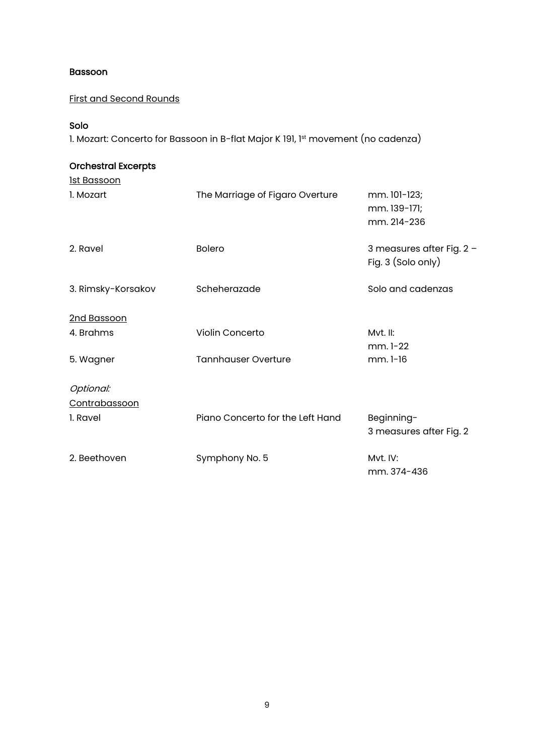## Bassoon

<u>First and Second Rounds</u>

### Solo

1. Mozart: Concerto for Bassoon in B-flat Major K 191, 1st movement (no cadenza)

### Orchestral Excerpts

<u>1st Bassoon</u>

| | | |
|---|---|---|
| 1. Mozart | The Marriage of Figaro Overture | mm. 101-123; mm. 139-171; mm. 214-236 |
| 2. Ravel | Bolero | 3 measures after Fig. 2 – Fig. 3 (Solo only) |
| 3. Rimsky-Korsakov | Scheherazade | Solo and cadenzas |

<u>2nd Bassoon</u>

| | | |
|---|---|---|
| 4. Brahms | Violin Concerto | Mvt. II: mm. 1-22 |
| 5. Wagner | Tannhauser Overture | mm. 1-16 |

*Optional:*

<u>Contrabassoon</u>

| | | |
|---|---|---|
| 1. Ravel | Piano Concerto for the Left Hand | Beginning- 3 measures after Fig. 2 |
| 2. Beethoven | Symphony No. 5 | Mvt. IV: mm. 374-436 |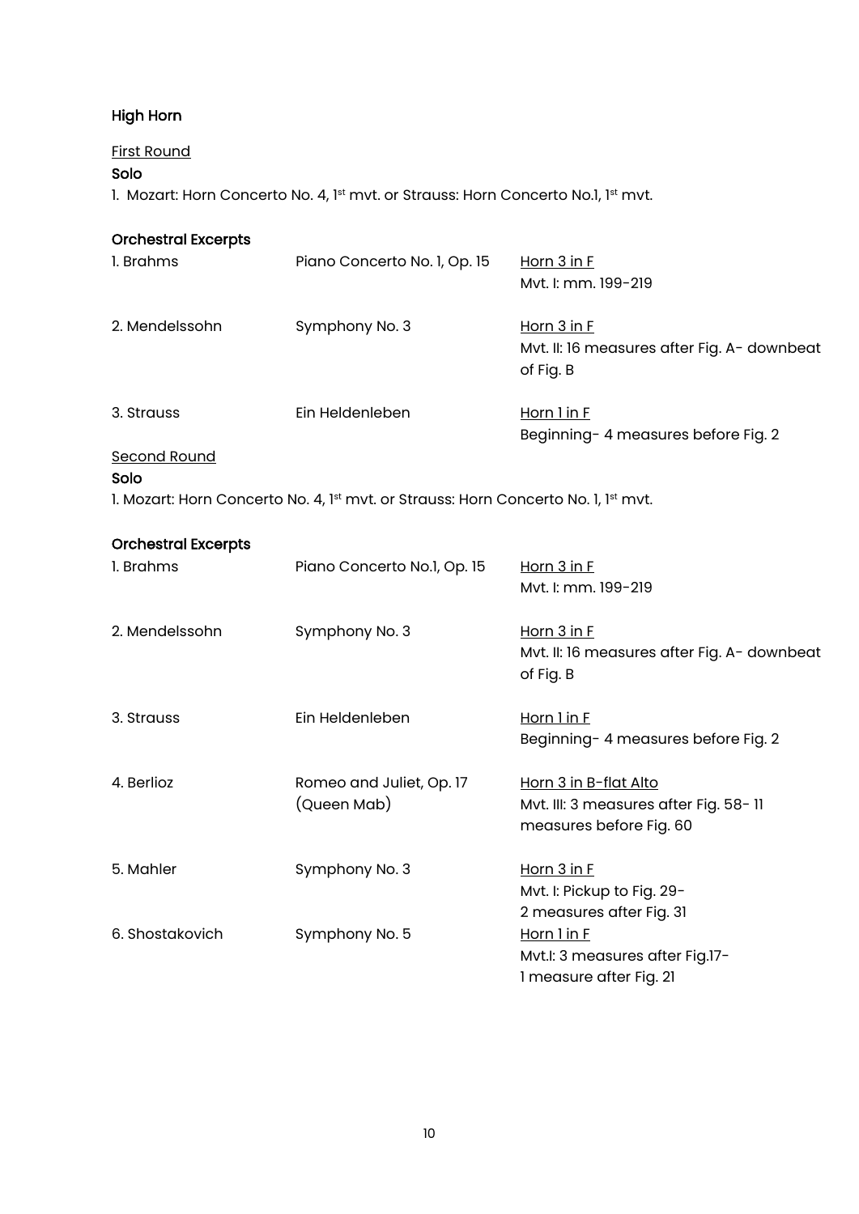## High Horn

### First Round

**Solo**

1. Mozart: Horn Concerto No. 4, 1st mvt. or Strauss: Horn Concerto No.1, 1st mvt.

**Orchestral Excerpts**

| | | |
|---|---|---|
| 1. Brahms | Piano Concerto No. 1, Op. 15 | Horn 3 in F<br>Mvt. I: mm. 199-219 |
| 2. Mendelssohn | Symphony No. 3 | Horn 3 in F<br>Mvt. II: 16 measures after Fig. A- downbeat of Fig. B |
| 3. Strauss | Ein Heldenleben | Horn 1 in F<br>Beginning- 4 measures before Fig. 2 |

### Second Round

**Solo**

1. Mozart: Horn Concerto No. 4, 1st mvt. or Strauss: Horn Concerto No. 1, 1st mvt.

**Orchestral Excerpts**

| | | |
|---|---|---|
| 1. Brahms | Piano Concerto No.1, Op. 15 | Horn 3 in F<br>Mvt. I: mm. 199-219 |
| 2. Mendelssohn | Symphony No. 3 | Horn 3 in F<br>Mvt. II: 16 measures after Fig. A- downbeat of Fig. B |
| 3. Strauss | Ein Heldenleben | Horn 1 in F<br>Beginning- 4 measures before Fig. 2 |
| 4. Berlioz | Romeo and Juliet, Op. 17 (Queen Mab) | Horn 3 in B-flat Alto<br>Mvt. III: 3 measures after Fig. 58- 11 measures before Fig. 60 |
| 5. Mahler | Symphony No. 3 | Horn 3 in F<br>Mvt. I: Pickup to Fig. 29- 2 measures after Fig. 31 |
| 6. Shostakovich | Symphony No. 5 | Horn 1 in F<br>Mvt.I: 3 measures after Fig.17- 1 measure after Fig. 21 |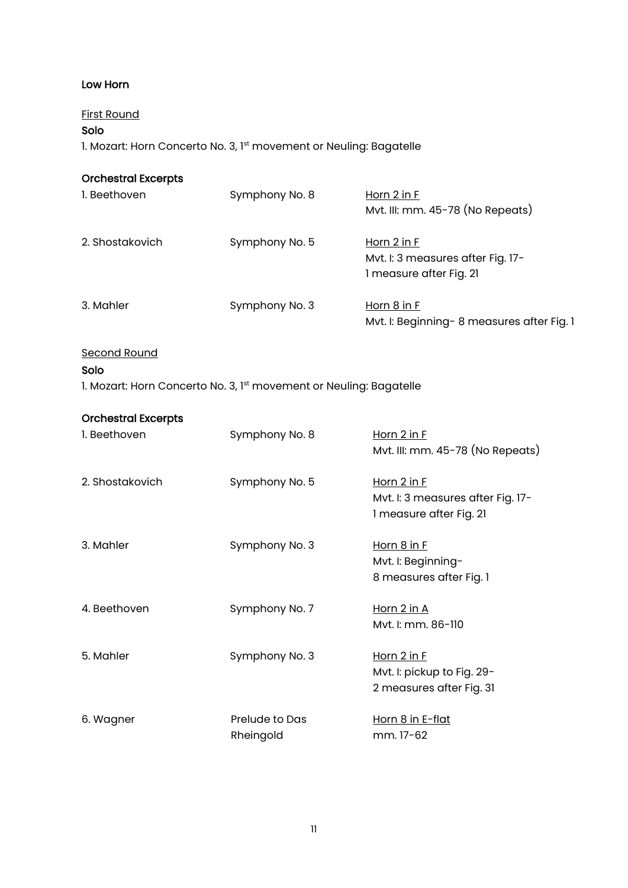## Low Horn

### First Round

**Solo**

1. Mozart: Horn Concerto No. 3, 1st movement or Neuling: Bagatelle

**Orchestral Excerpts**

| | | |
|---|---|---|
| 1. Beethoven | Symphony No. 8 | Horn 2 in F<br>Mvt. III: mm. 45-78 (No Repeats) |
| 2. Shostakovich | Symphony No. 5 | Horn 2 in F<br>Mvt. I: 3 measures after Fig. 17-<br>1 measure after Fig. 21 |
| 3. Mahler | Symphony No. 3 | Horn 8 in F<br>Mvt. I: Beginning- 8 measures after Fig. 1 |

### Second Round

**Solo**

1. Mozart: Horn Concerto No. 3, 1st movement or Neuling: Bagatelle

**Orchestral Excerpts**

| | | |
|---|---|---|
| 1. Beethoven | Symphony No. 8 | Horn 2 in F<br>Mvt. III: mm. 45-78 (No Repeats) |
| 2. Shostakovich | Symphony No. 5 | Horn 2 in F<br>Mvt. I: 3 measures after Fig. 17-<br>1 measure after Fig. 21 |
| 3. Mahler | Symphony No. 3 | Horn 8 in F<br>Mvt. I: Beginning-<br>8 measures after Fig. 1 |
| 4. Beethoven | Symphony No. 7 | Horn 2 in A<br>Mvt. I: mm. 86-110 |
| 5. Mahler | Symphony No. 3 | Horn 2 in F<br>Mvt. I: pickup to Fig. 29-<br>2 measures after Fig. 31 |
| 6. Wagner | Prelude to Das Rheingold | Horn 8 in E-flat<br>mm. 17-62 |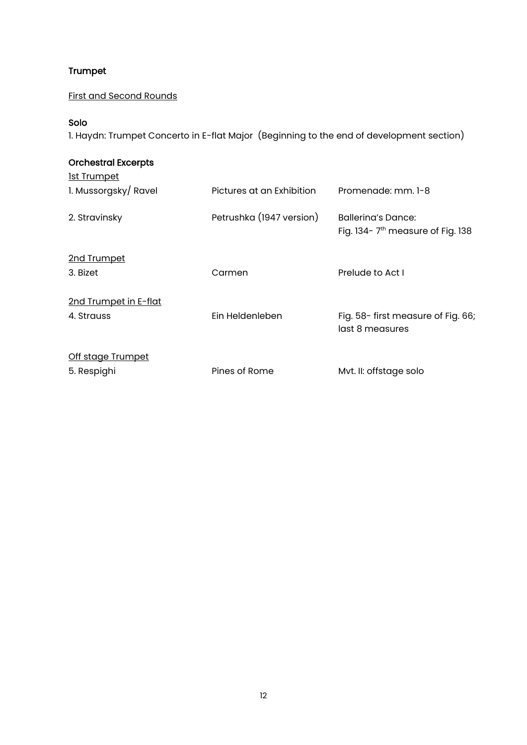## Trumpet

First and Second Rounds

### Solo

1. Haydn: Trumpet Concerto in E-flat Major (Beginning to the end of development section)

### Orchestral Excerpts

1st Trumpet

| | | |
|---|---|---|
| 1. Mussorgsky/ Ravel | Pictures at an Exhibition | Promenade: mm. 1-8 |
| 2. Stravinsky | Petrushka (1947 version) | Ballerina's Dance: Fig. 134- 7th measure of Fig. 138 |

2nd Trumpet

| | | |
|---|---|---|
| 3. Bizet | Carmen | Prelude to Act I |

2nd Trumpet in E-flat

| | | |
|---|---|---|
| 4. Strauss | Ein Heldenleben | Fig. 58- first measure of Fig. 66; last 8 measures |

Off stage Trumpet

| | | |
|---|---|---|
| 5. Respighi | Pines of Rome | Mvt. II: offstage solo |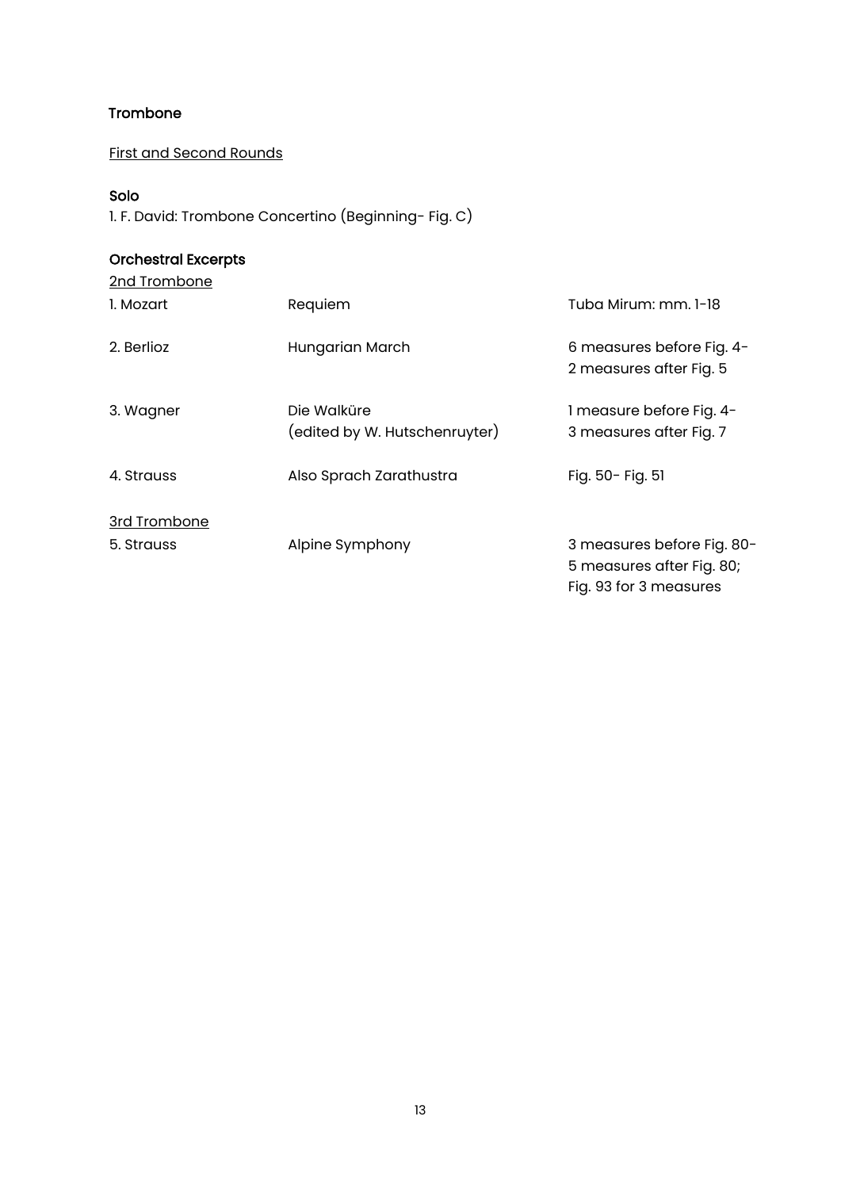### Trombone

First and Second Rounds

**Solo**

1. F. David: Trombone Concertino (Beginning- Fig. C)

**Orchestral Excerpts**

2nd Trombone

| | | |
|---|---|---|
| 1. Mozart | Requiem | Tuba Mirum: mm. 1-18 |
| 2. Berlioz | Hungarian March | 6 measures before Fig. 4- 2 measures after Fig. 5 |
| 3. Wagner | Die Walküre (edited by W. Hutschenruyter) | 1 measure before Fig. 4- 3 measures after Fig. 7 |
| 4. Strauss | Also Sprach Zarathustra | Fig. 50- Fig. 51 |

3rd Trombone

| | | |
|---|---|---|
| 5. Strauss | Alpine Symphony | 3 measures before Fig. 80- 5 measures after Fig. 80; Fig. 93 for 3 measures |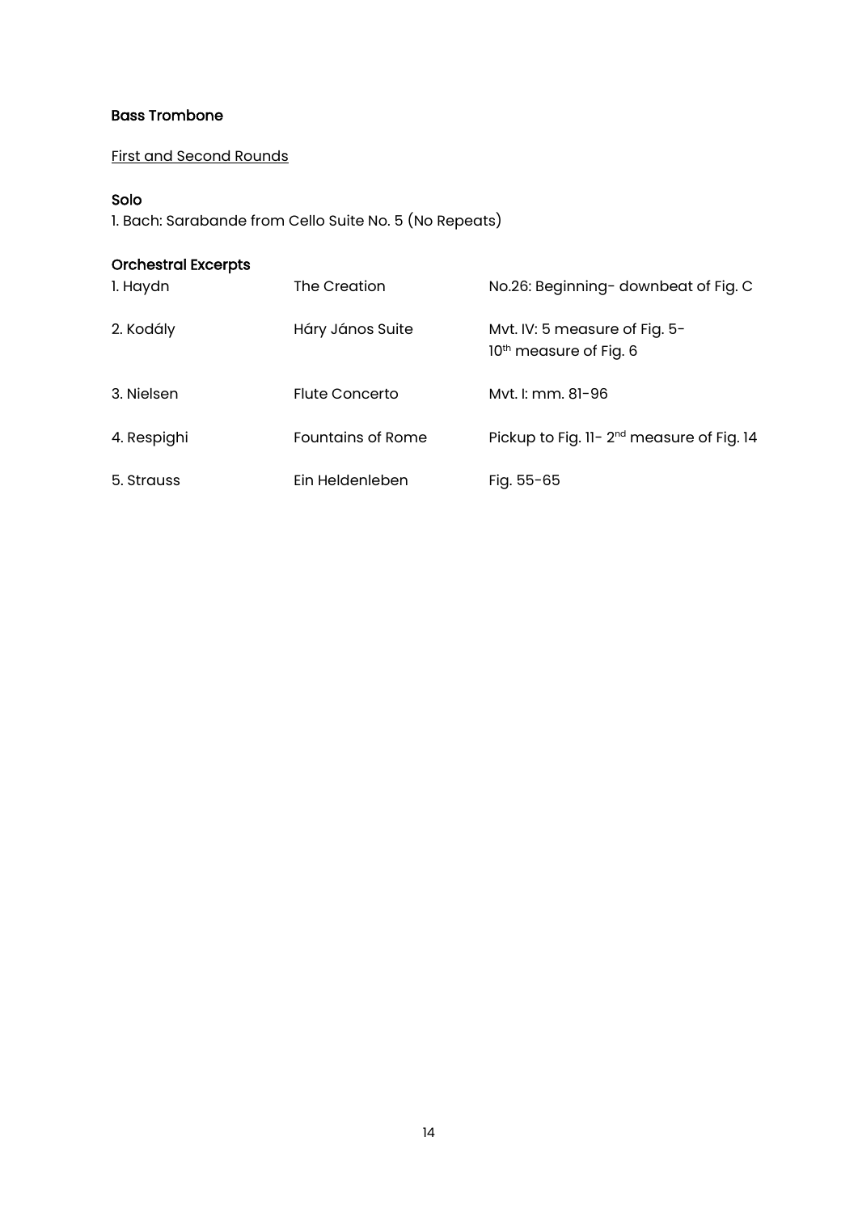### Bass Trombone

<u>First and Second Rounds</u>

#### Solo

1. Bach: Sarabande from Cello Suite No. 5 (No Repeats)

#### Orchestral Excerpts

| | | |
|---|---|---|
| 1. Haydn | The Creation | No.26: Beginning- downbeat of Fig. C |
| 2. Kodály | Háry János Suite | Mvt. IV: 5 measure of Fig. 5- 10th measure of Fig. 6 |
| 3. Nielsen | Flute Concerto | Mvt. I: mm. 81-96 |
| 4. Respighi | Fountains of Rome | Pickup to Fig. 11- 2nd measure of Fig. 14 |
| 5. Strauss | Ein Heldenleben | Fig. 55-65 |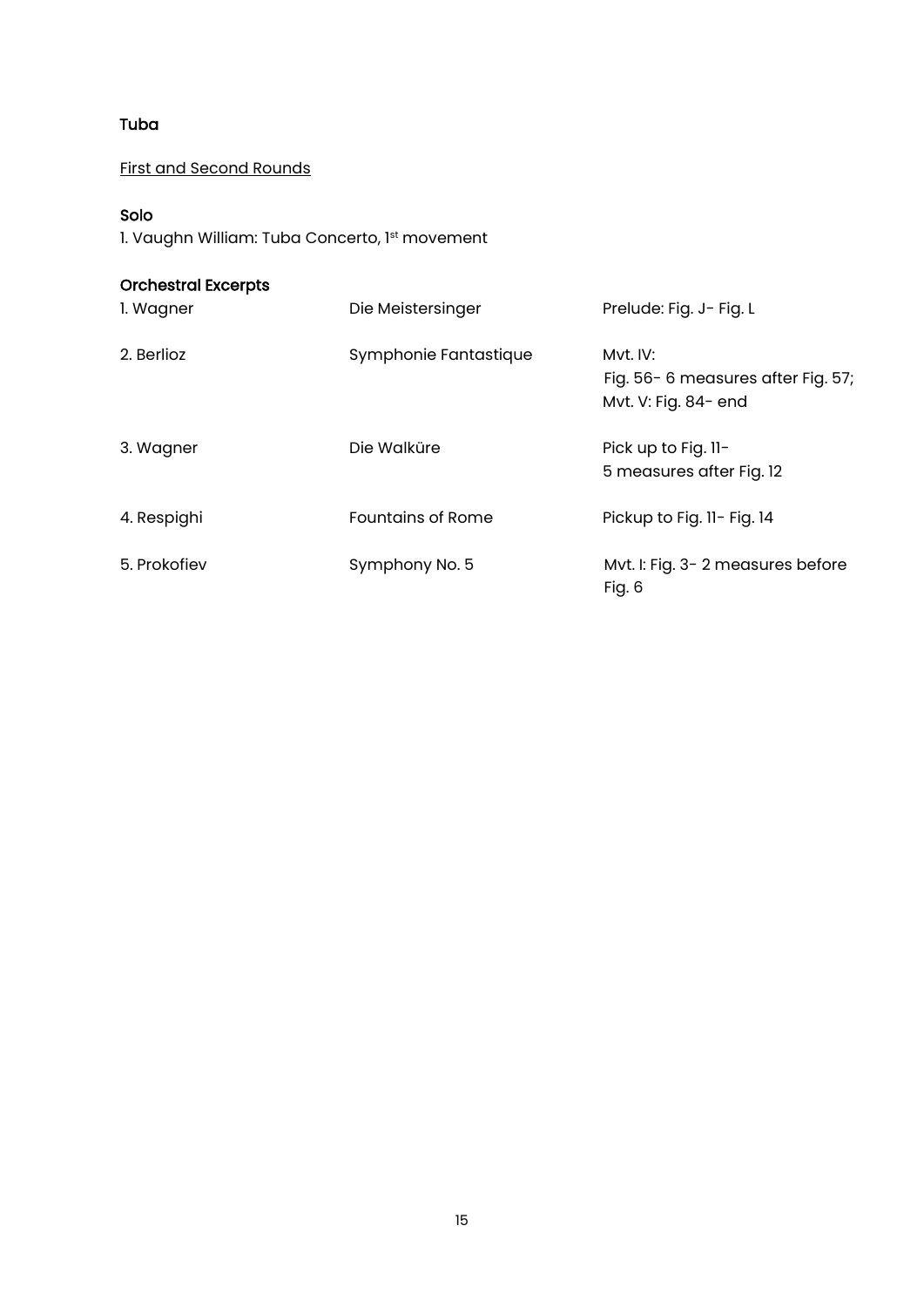# Tuba

## First and Second Rounds

### Solo

1. Vaughn William: Tuba Concerto, 1st movement

### Orchestral Excerpts

| | | |
|---|---|---|
| 1. Wagner | Die Meistersinger | Prelude: Fig. J- Fig. L |
| 2. Berlioz | Symphonie Fantastique | Mvt. IV: Fig. 56- 6 measures after Fig. 57; Mvt. V: Fig. 84- end |
| 3. Wagner | Die Walküre | Pick up to Fig. 11- 5 measures after Fig. 12 |
| 4. Respighi | Fountains of Rome | Pickup to Fig. 11- Fig. 14 |
| 5. Prokofiev | Symphony No. 5 | Mvt. I: Fig. 3- 2 measures before Fig. 6 |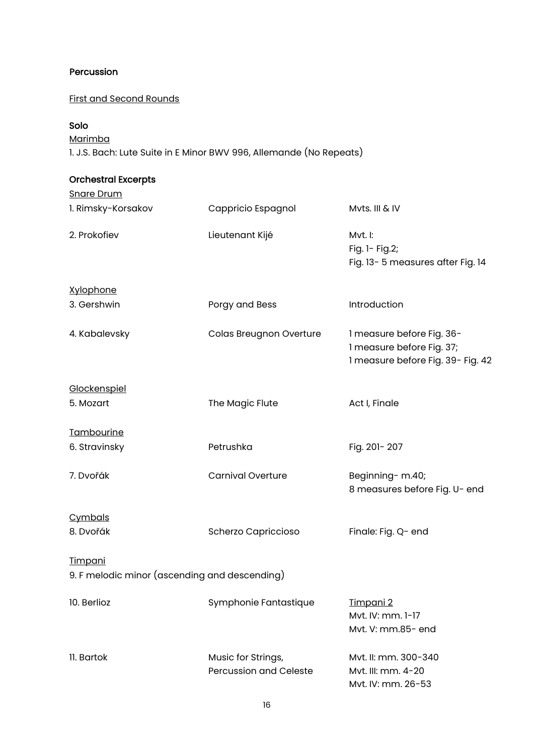### Percussion

First and Second Rounds

**Solo**

Marimba

1. J.S. Bach: Lute Suite in E Minor BWV 996, Allemande (No Repeats)

**Orchestral Excerpts**

| | | |
|---|---|---|
| Snare Drum | | |
| 1. Rimsky-Korsakov | Cappricio Espagnol | Mvts. III & IV |
| 2. Prokofiev | Lieutenant Kijé | Mvt. I:<br>Fig. 1- Fig.2;<br>Fig. 13- 5 measures after Fig. 14 |
| Xylophone | | |
| 3. Gershwin | Porgy and Bess | Introduction |
| 4. Kabalevsky | Colas Breugnon Overture | 1 measure before Fig. 36-<br>1 measure before Fig. 37;<br>1 measure before Fig. 39- Fig. 42 |
| Glockenspiel | | |
| 5. Mozart | The Magic Flute | Act I, Finale |
| Tambourine | | |
| 6. Stravinsky | Petrushka | Fig. 201- 207 |
| 7. Dvořák | Carnival Overture | Beginning- m.40;<br>8 measures before Fig. U- end |
| Cymbals | | |
| 8. Dvořák | Scherzo Capriccioso | Finale: Fig. Q- end |
| Timpani | | |
| 9. F melodic minor (ascending and descending) | | |
| 10. Berlioz | Symphonie Fantastique | Timpani 2<br>Mvt. IV: mm. 1-17<br>Mvt. V: mm.85- end |
| 11. Bartok | Music for Strings, Percussion and Celeste | Mvt. II: mm. 300-340<br>Mvt. III: mm. 4-20<br>Mvt. IV: mm. 26-53 |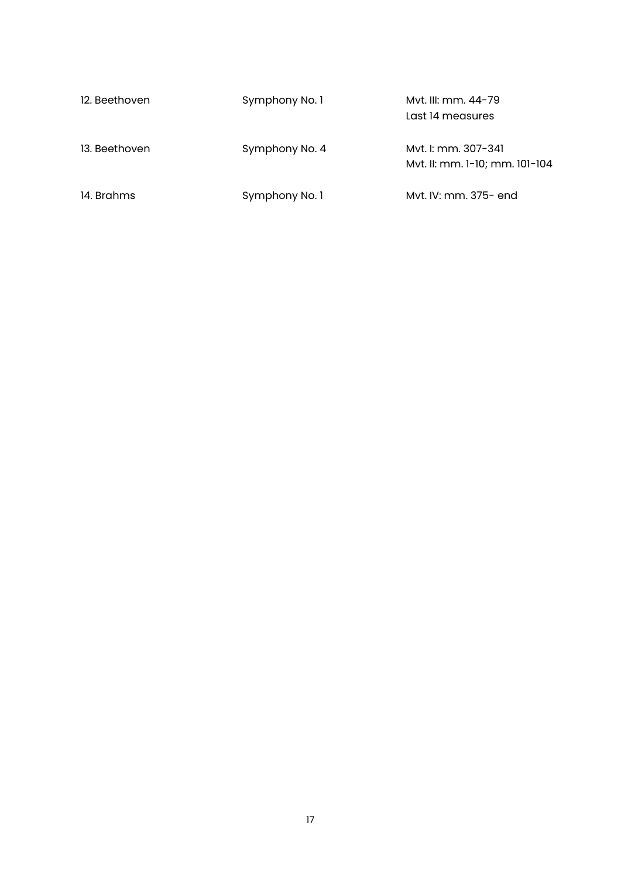| | | |
|---|---|---|
| 12. Beethoven | Symphony No. 1 | Mvt. III: mm. 44-79<br>Last 14 measures |
| 13. Beethoven | Symphony No. 4 | Mvt. I: mm. 307-341<br>Mvt. II: mm. 1-10; mm. 101-104 |
| 14. Brahms | Symphony No. 1 | Mvt. IV: mm. 375- end |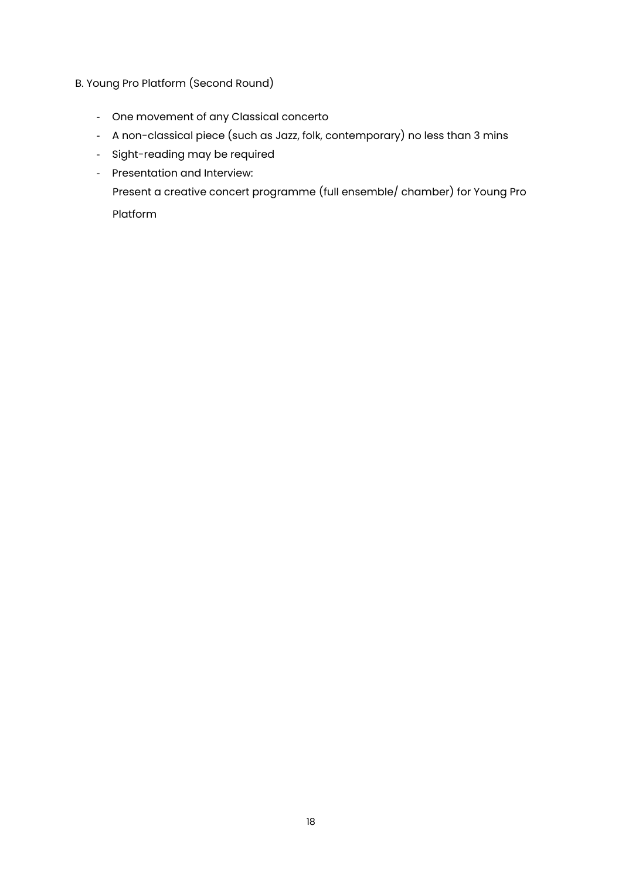B. Young Pro Platform (Second Round)

- One movement of any Classical concerto
- A non-classical piece (such as Jazz, folk, contemporary) no less than 3 mins
- Sight-reading may be required
- Presentation and Interview:
  Present a creative concert programme (full ensemble/ chamber) for Young Pro Platform